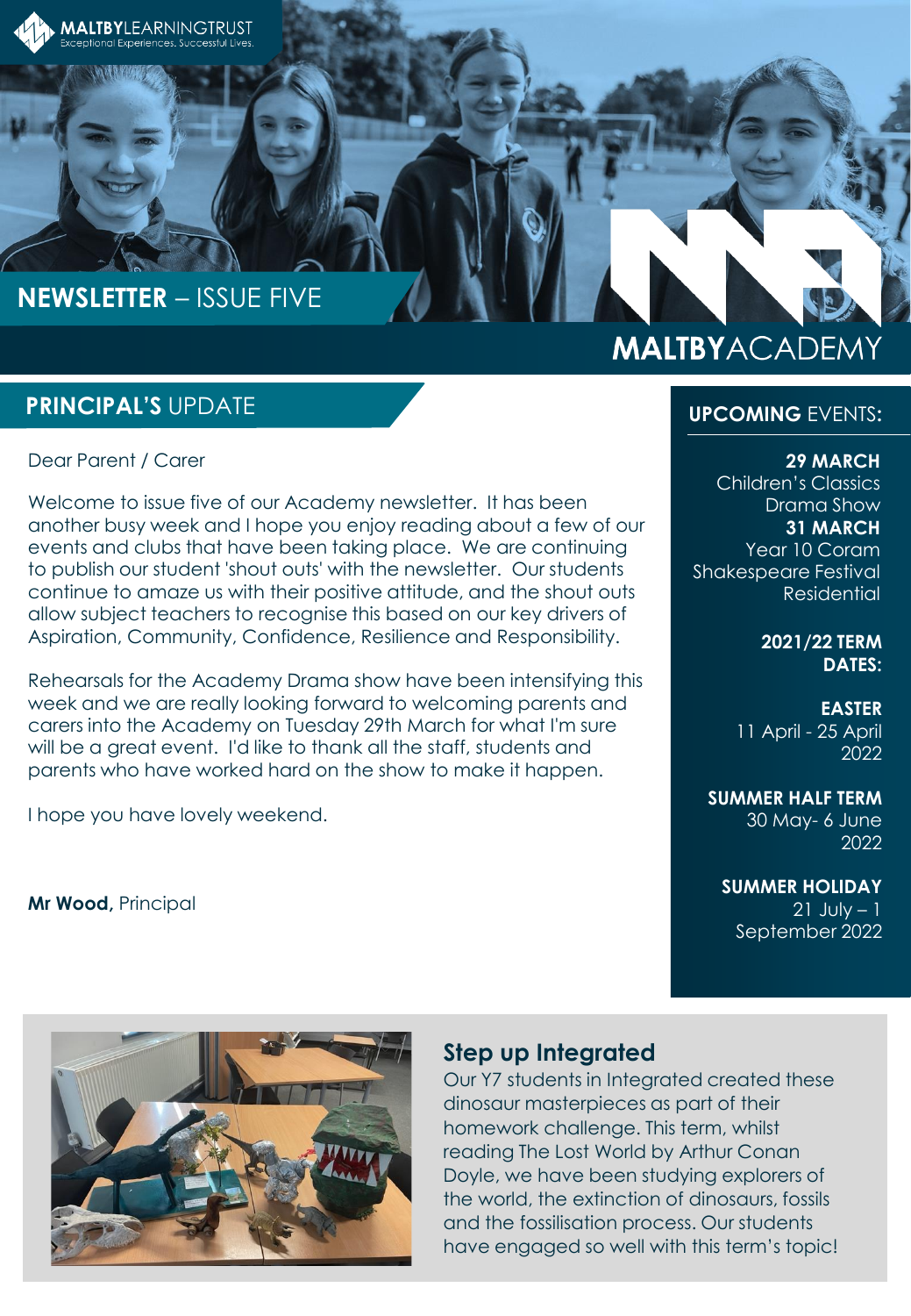MALTBYLEARNINGTRUST
Exceptional Experiences. Successful Lives.

# NEWSLETTER – ISSUE FIVE

MALTBYACADEMY

## PRINCIPAL'S UPDATE

Dear Parent / Carer

Welcome to issue five of our Academy newsletter. It has been another busy week and I hope you enjoy reading about a few of our events and clubs that have been taking place. We are continuing to publish our student 'shout outs' with the newsletter. Our students continue to amaze us with their positive attitude, and the shout outs allow subject teachers to recognise this based on our key drivers of Aspiration, Community, Confidence, Resilience and Responsibility.

Rehearsals for the Academy Drama show have been intensifying this week and we are really looking forward to welcoming parents and carers into the Academy on Tuesday 29th March for what I'm sure will be a great event. I'd like to thank all the staff, students and parents who have worked hard on the show to make it happen.

I hope you have lovely weekend.

**Mr Wood,** Principal

## UPCOMING EVENTS:

**29 MARCH**
Children's Classics Drama Show

**31 MARCH**
Year 10 Coram Shakespeare Festival Residential

**2021/22 TERM DATES:**

**EASTER**
11 April - 25 April 2022

**SUMMER HALF TERM**
30 May- 6 June 2022

**SUMMER HOLIDAY**
21 July – 1 September 2022

## Step up Integrated

Our Y7 students in Integrated created these dinosaur masterpieces as part of their homework challenge. This term, whilst reading The Lost World by Arthur Conan Doyle, we have been studying explorers of the world, the extinction of dinosaurs, fossils and the fossilisation process. Our students have engaged so well with this term's topic!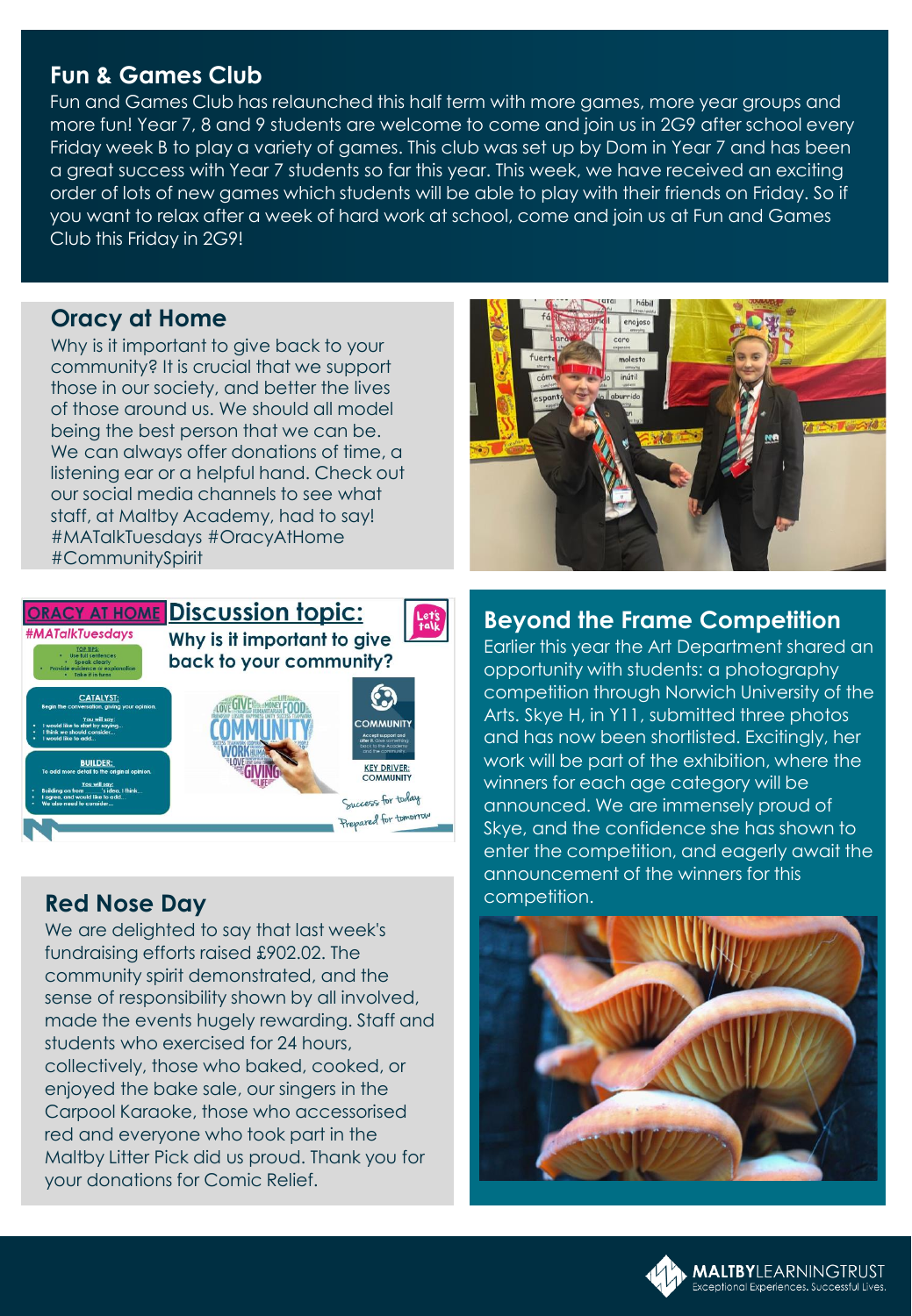## Fun & Games Club

Fun and Games Club has relaunched this half term with more games, more year groups and more fun! Year 7, 8 and 9 students are welcome to come and join us in 2G9 after school every Friday week B to play a variety of games. This club was set up by Dom in Year 7 and has been a great success with Year 7 students so far this year. This week, we have received an exciting order of lots of new games which students will be able to play with their friends on Friday. So if you want to relax after a week of hard work at school, come and join us at Fun and Games Club this Friday in 2G9!

## Oracy at Home

Why is it important to give back to your community? It is crucial that we support those in our society, and better the lives of those around us. We should all model being the best person that we can be. We can always offer donations of time, a listening ear or a helpful hand. Check out our social media channels to see what staff, at Maltby Academy, had to say! #MATalkTuesdays #OracyAtHome #CommunitySpirit

## Beyond the Frame Competition

Earlier this year the Art Department shared an opportunity with students: a photography competition through Norwich University of the Arts. Skye H, in Y11, submitted three photos and has now been shortlisted. Excitingly, her work will be part of the exhibition, where the winners for each age category will be announced. We are immensely proud of Skye, and the confidence she has shown to enter the competition, and eagerly await the announcement of the winners for this competition.

## Red Nose Day

We are delighted to say that last week's fundraising efforts raised £902.02. The community spirit demonstrated, and the sense of responsibility shown by all involved, made the events hugely rewarding. Staff and students who exercised for 24 hours, collectively, those who baked, cooked, or enjoyed the bake sale, our singers in the Carpool Karaoke, those who accessorised red and everyone who took part in the Maltby Litter Pick did us proud. Thank you for your donations for Comic Relief.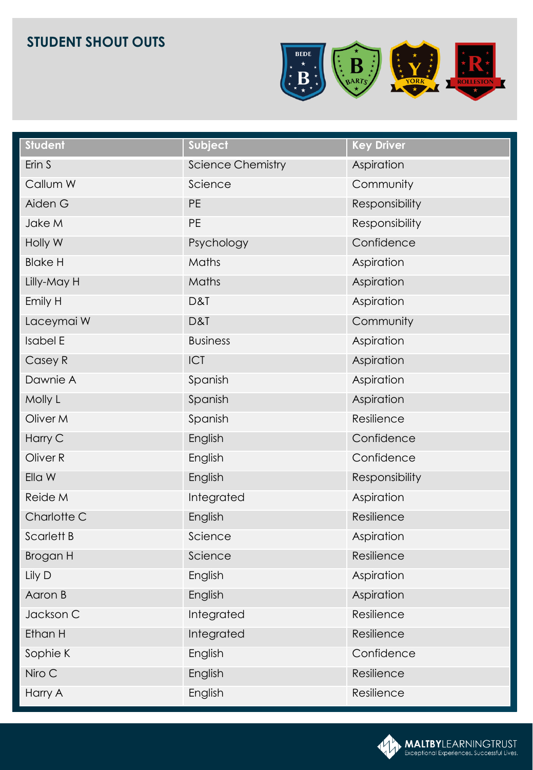## STUDENT SHOUT OUTS

| Student | Subject | Key Driver |
|---|---|---|
| Erin S | Science Chemistry | Aspiration |
| Callum W | Science | Community |
| Aiden G | PE | Responsibility |
| Jake M | PE | Responsibility |
| Holly W | Psychology | Confidence |
| Blake H | Maths | Aspiration |
| Lilly-May H | Maths | Aspiration |
| Emily H | D&T | Aspiration |
| Laceymai W | D&T | Community |
| Isabel E | Business | Aspiration |
| Casey R | ICT | Aspiration |
| Dawnie A | Spanish | Aspiration |
| Molly L | Spanish | Aspiration |
| Oliver M | Spanish | Resilience |
| Harry C | English | Confidence |
| Oliver R | English | Confidence |
| Ella W | English | Responsibility |
| Reide M | Integrated | Aspiration |
| Charlotte C | English | Resilience |
| Scarlett B | Science | Aspiration |
| Brogan H | Science | Resilience |
| Lily D | English | Aspiration |
| Aaron B | English | Aspiration |
| Jackson C | Integrated | Resilience |
| Ethan H | Integrated | Resilience |
| Sophie K | English | Confidence |
| Niro C | English | Resilience |
| Harry A | English | Resilience |

MALTBYLEARNINGTRUST
Exceptional Experiences. Successful Lives.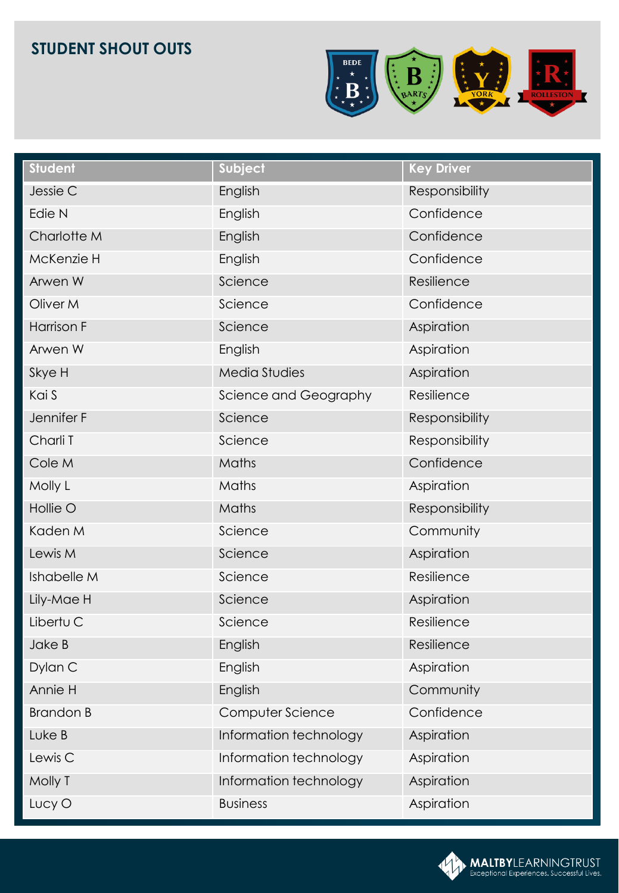## STUDENT SHOUT OUTS

| Student | Subject | Key Driver |
|---|---|---|
| Jessie C | English | Responsibility |
| Edie N | English | Confidence |
| Charlotte M | English | Confidence |
| McKenzie H | English | Confidence |
| Arwen W | Science | Resilience |
| Oliver M | Science | Confidence |
| Harrison F | Science | Aspiration |
| Arwen W | English | Aspiration |
| Skye H | Media Studies | Aspiration |
| Kai S | Science and Geography | Resilience |
| Jennifer F | Science | Responsibility |
| Charli T | Science | Responsibility |
| Cole M | Maths | Confidence |
| Molly L | Maths | Aspiration |
| Hollie O | Maths | Responsibility |
| Kaden M | Science | Community |
| Lewis M | Science | Aspiration |
| Ishabelle M | Science | Resilience |
| Lily-Mae H | Science | Aspiration |
| Libertu C | Science | Resilience |
| Jake B | English | Resilience |
| Dylan C | English | Aspiration |
| Annie H | English | Community |
| Brandon B | Computer Science | Confidence |
| Luke B | Information technology | Aspiration |
| Lewis C | Information technology | Aspiration |
| Molly T | Information technology | Aspiration |
| Lucy O | Business | Aspiration |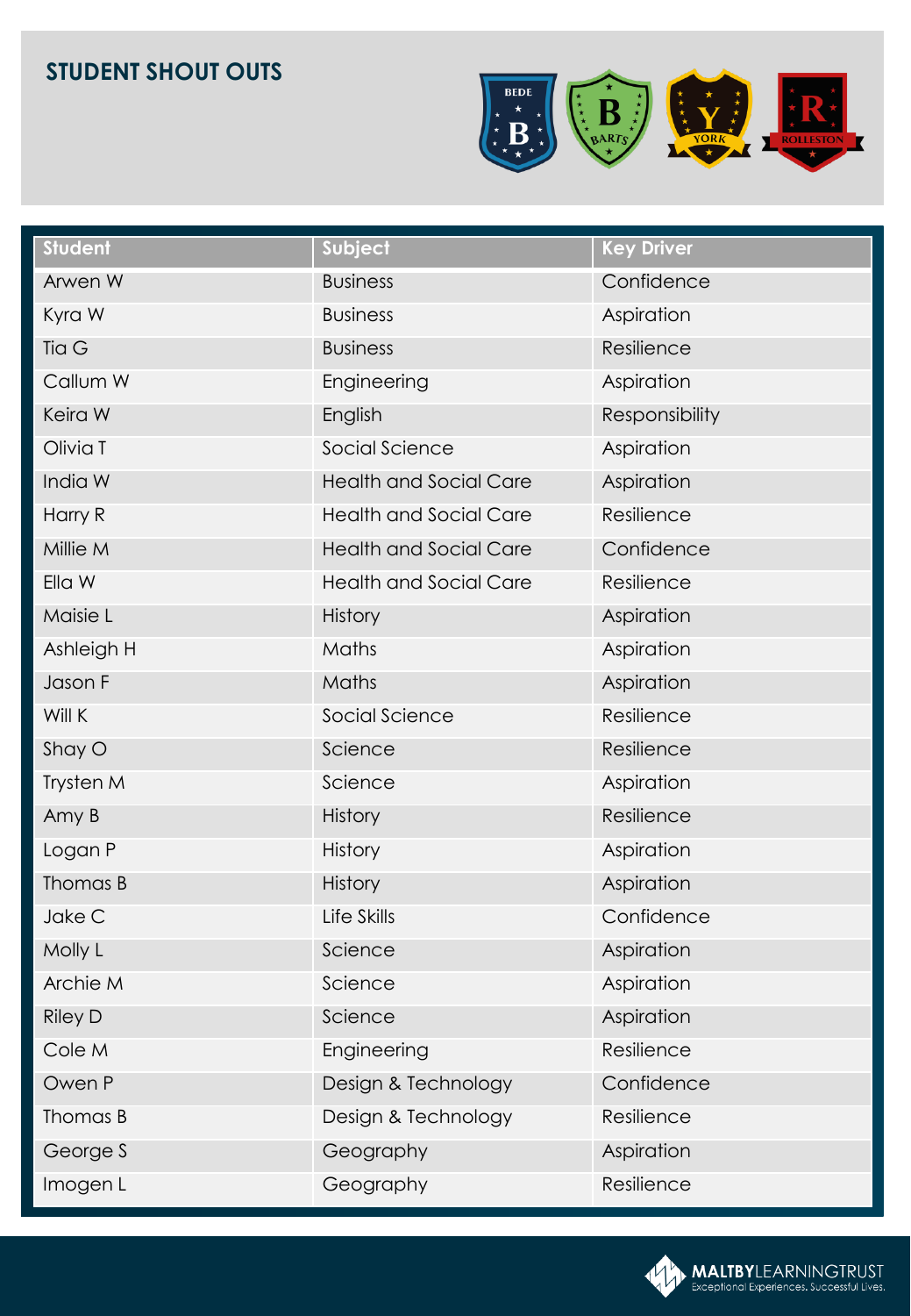## STUDENT SHOUT OUTS

| Student | Subject | Key Driver |
|---|---|---|
| Arwen W | Business | Confidence |
| Kyra W | Business | Aspiration |
| Tia G | Business | Resilience |
| Callum W | Engineering | Aspiration |
| Keira W | English | Responsibility |
| Olivia T | Social Science | Aspiration |
| India W | Health and Social Care | Aspiration |
| Harry R | Health and Social Care | Resilience |
| Millie M | Health and Social Care | Confidence |
| Ella W | Health and Social Care | Resilience |
| Maisie L | History | Aspiration |
| Ashleigh H | Maths | Aspiration |
| Jason F | Maths | Aspiration |
| Will K | Social Science | Resilience |
| Shay O | Science | Resilience |
| Trysten M | Science | Aspiration |
| Amy B | History | Resilience |
| Logan P | History | Aspiration |
| Thomas B | History | Aspiration |
| Jake C | Life Skills | Confidence |
| Molly L | Science | Aspiration |
| Archie M | Science | Aspiration |
| Riley D | Science | Aspiration |
| Cole M | Engineering | Resilience |
| Owen P | Design & Technology | Confidence |
| Thomas B | Design & Technology | Resilience |
| George S | Geography | Aspiration |
| Imogen L | Geography | Resilience |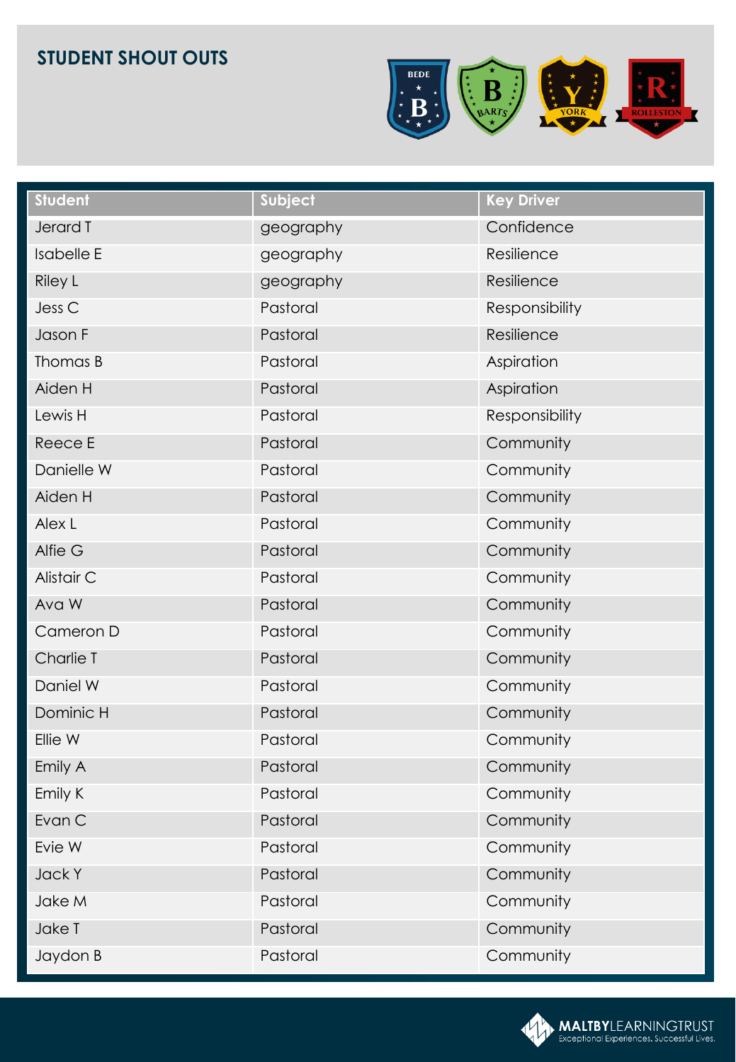## STUDENT SHOUT OUTS

| Student | Subject | Key Driver |
| --- | --- | --- |
| Jerard T | geography | Confidence |
| Isabelle E | geography | Resilience |
| Riley L | geography | Resilience |
| Jess C | Pastoral | Responsibility |
| Jason F | Pastoral | Resilience |
| Thomas B | Pastoral | Aspiration |
| Aiden H | Pastoral | Aspiration |
| Lewis H | Pastoral | Responsibility |
| Reece E | Pastoral | Community |
| Danielle W | Pastoral | Community |
| Aiden H | Pastoral | Community |
| Alex L | Pastoral | Community |
| Alfie G | Pastoral | Community |
| Alistair C | Pastoral | Community |
| Ava W | Pastoral | Community |
| Cameron D | Pastoral | Community |
| Charlie T | Pastoral | Community |
| Daniel W | Pastoral | Community |
| Dominic H | Pastoral | Community |
| Ellie W | Pastoral | Community |
| Emily A | Pastoral | Community |
| Emily K | Pastoral | Community |
| Evan C | Pastoral | Community |
| Evie W | Pastoral | Community |
| Jack Y | Pastoral | Community |
| Jake M | Pastoral | Community |
| Jake T | Pastoral | Community |
| Jaydon B | Pastoral | Community |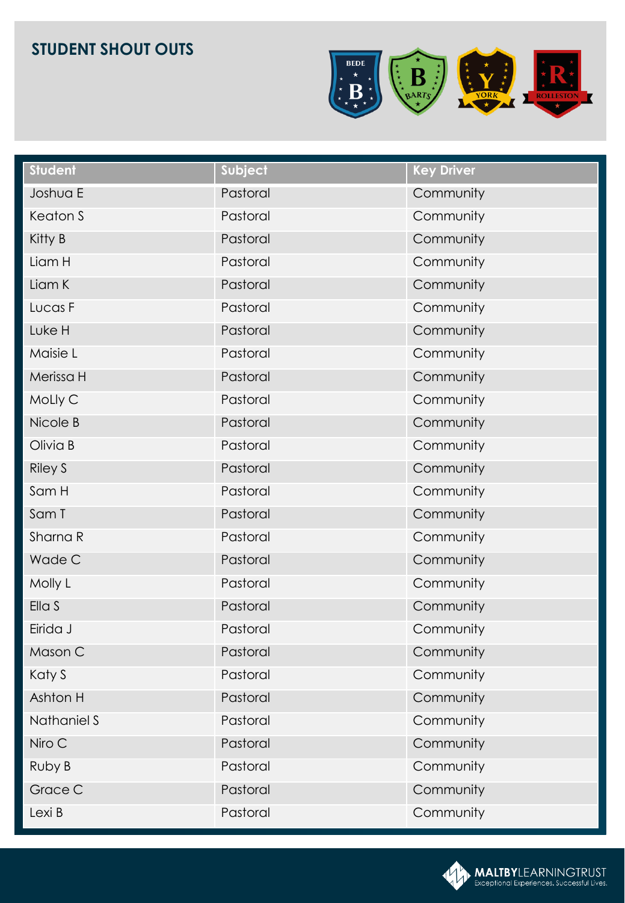## STUDENT SHOUT OUTS

| Student | Subject | Key Driver |
|---|---|---|
| Joshua E | Pastoral | Community |
| Keaton S | Pastoral | Community |
| Kitty B | Pastoral | Community |
| Liam H | Pastoral | Community |
| Liam K | Pastoral | Community |
| Lucas F | Pastoral | Community |
| Luke H | Pastoral | Community |
| Maisie L | Pastoral | Community |
| Merissa H | Pastoral | Community |
| MoLly C | Pastoral | Community |
| Nicole B | Pastoral | Community |
| Olivia B | Pastoral | Community |
| Riley S | Pastoral | Community |
| Sam H | Pastoral | Community |
| Sam T | Pastoral | Community |
| Sharna R | Pastoral | Community |
| Wade C | Pastoral | Community |
| Molly L | Pastoral | Community |
| Ella S | Pastoral | Community |
| Eirida J | Pastoral | Community |
| Mason C | Pastoral | Community |
| Katy S | Pastoral | Community |
| Ashton H | Pastoral | Community |
| Nathaniel S | Pastoral | Community |
| Niro C | Pastoral | Community |
| Ruby B | Pastoral | Community |
| Grace C | Pastoral | Community |
| Lexi B | Pastoral | Community |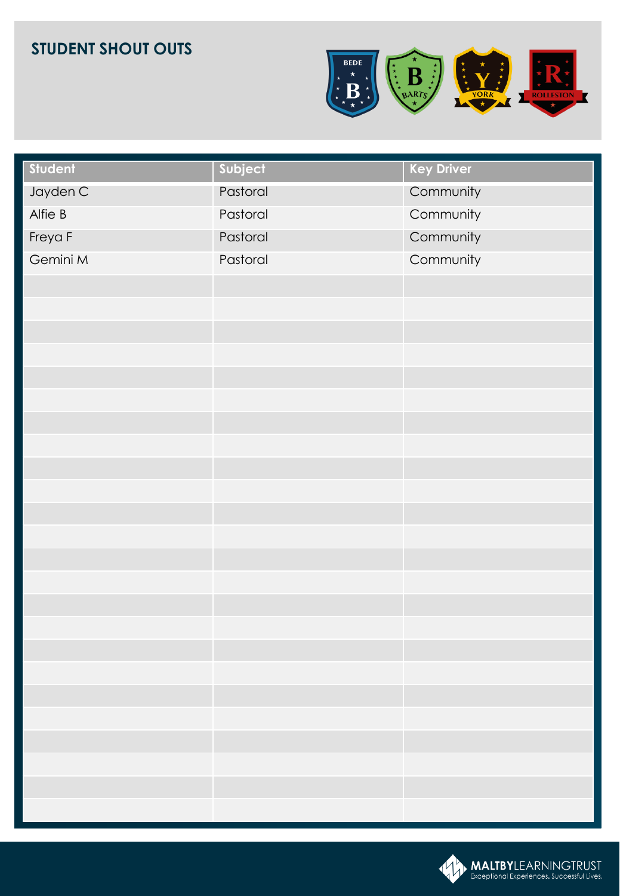## STUDENT SHOUT OUTS

| Student | Subject | Key Driver |
| --- | --- | --- |
| Jayden C | Pastoral | Community |
| Alfie B | Pastoral | Community |
| Freya F | Pastoral | Community |
| Gemini M | Pastoral | Community |

MALTBYLEARNINGTRUST
Exceptional Experiences. Successful Lives.